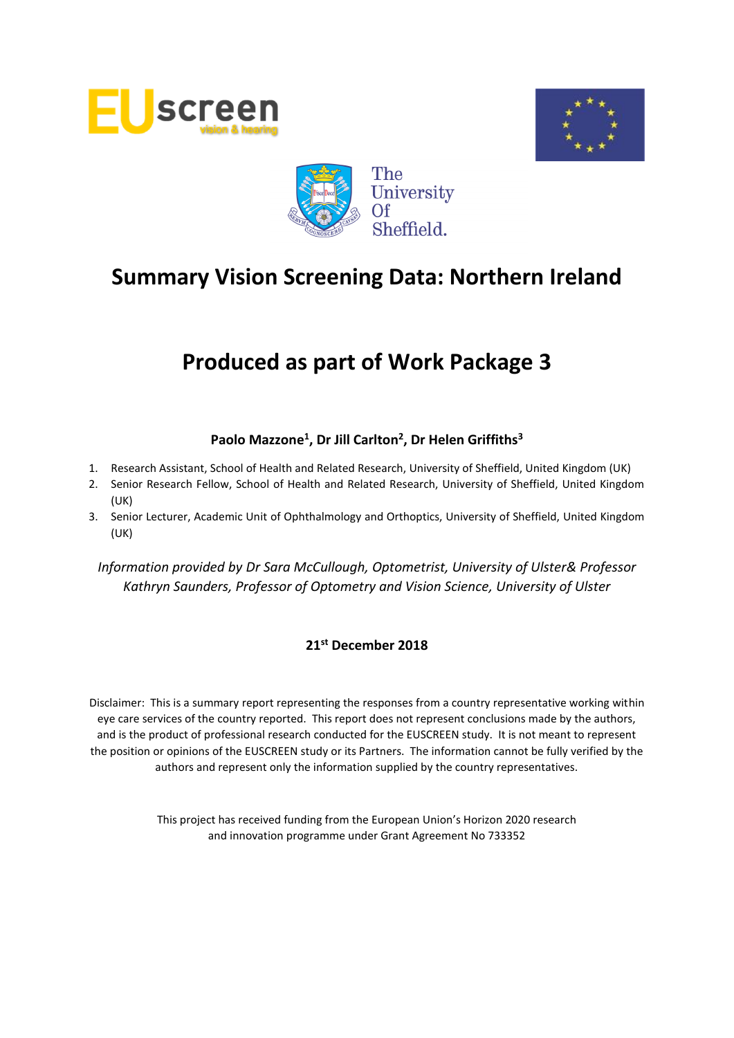# Summary Vision Screening Data: Northern Ireland

# Produced as part of Work Package 3

**Paolo Mazzone[1], Dr Jill Carlton[2], Dr Helen Griffiths[3]**

1. Research Assistant, School of Health and Related Research, University of Sheffield, United Kingdom (UK)
2. Senior Research Fellow, School of Health and Related Research, University of Sheffield, United Kingdom (UK)
3. Senior Lecturer, Academic Unit of Ophthalmology and Orthoptics, University of Sheffield, United Kingdom (UK)

*Information provided by Dr Sara McCullough, Optometrist, University of Ulster& Professor Kathryn Saunders, Professor of Optometry and Vision Science, University of Ulster*

**21st December 2018**

Disclaimer: This is a summary report representing the responses from a country representative working within eye care services of the country reported. This report does not represent conclusions made by the authors, and is the product of professional research conducted for the EUSCREEN study. It is not meant to represent the position or opinions of the EUSCREEN study or its Partners. The information cannot be fully verified by the authors and represent only the information supplied by the country representatives.

This project has received funding from the European Union's Horizon 2020 research and innovation programme under Grant Agreement No 733352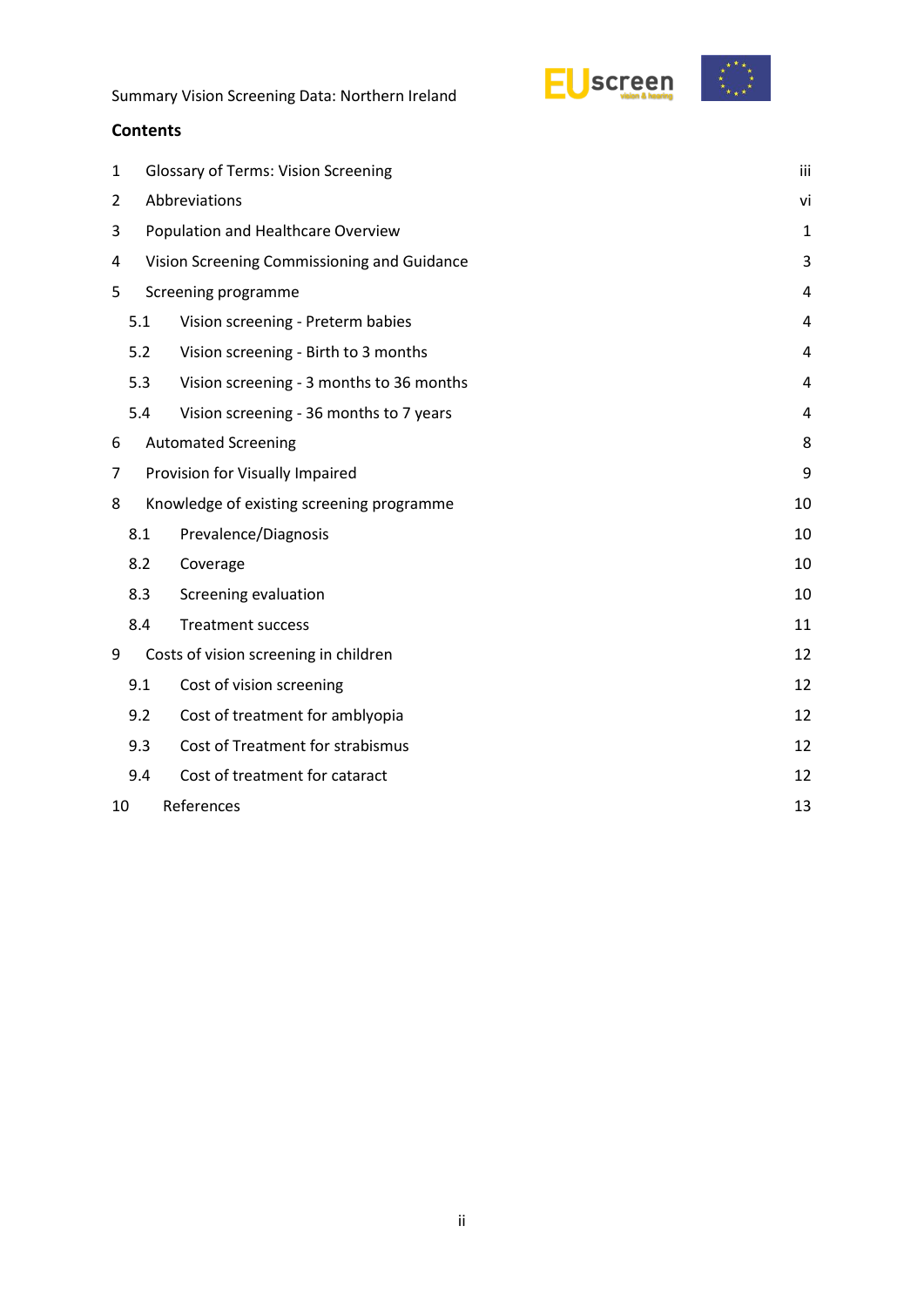## Contents

| | | |
|---|---|---|
| 1 | Glossary of Terms: Vision Screening | iii |
| 2 | Abbreviations | vi |
| 3 | Population and Healthcare Overview | 1 |
| 4 | Vision Screening Commissioning and Guidance | 3 |
| 5 | Screening programme | 4 |
| 5.1 | Vision screening - Preterm babies | 4 |
| 5.2 | Vision screening - Birth to 3 months | 4 |
| 5.3 | Vision screening - 3 months to 36 months | 4 |
| 5.4 | Vision screening - 36 months to 7 years | 4 |
| 6 | Automated Screening | 8 |
| 7 | Provision for Visually Impaired | 9 |
| 8 | Knowledge of existing screening programme | 10 |
| 8.1 | Prevalence/Diagnosis | 10 |
| 8.2 | Coverage | 10 |
| 8.3 | Screening evaluation | 10 |
| 8.4 | Treatment success | 11 |
| 9 | Costs of vision screening in children | 12 |
| 9.1 | Cost of vision screening | 12 |
| 9.2 | Cost of treatment for amblyopia | 12 |
| 9.3 | Cost of Treatment for strabismus | 12 |
| 9.4 | Cost of treatment for cataract | 12 |
| 10 | References | 13 |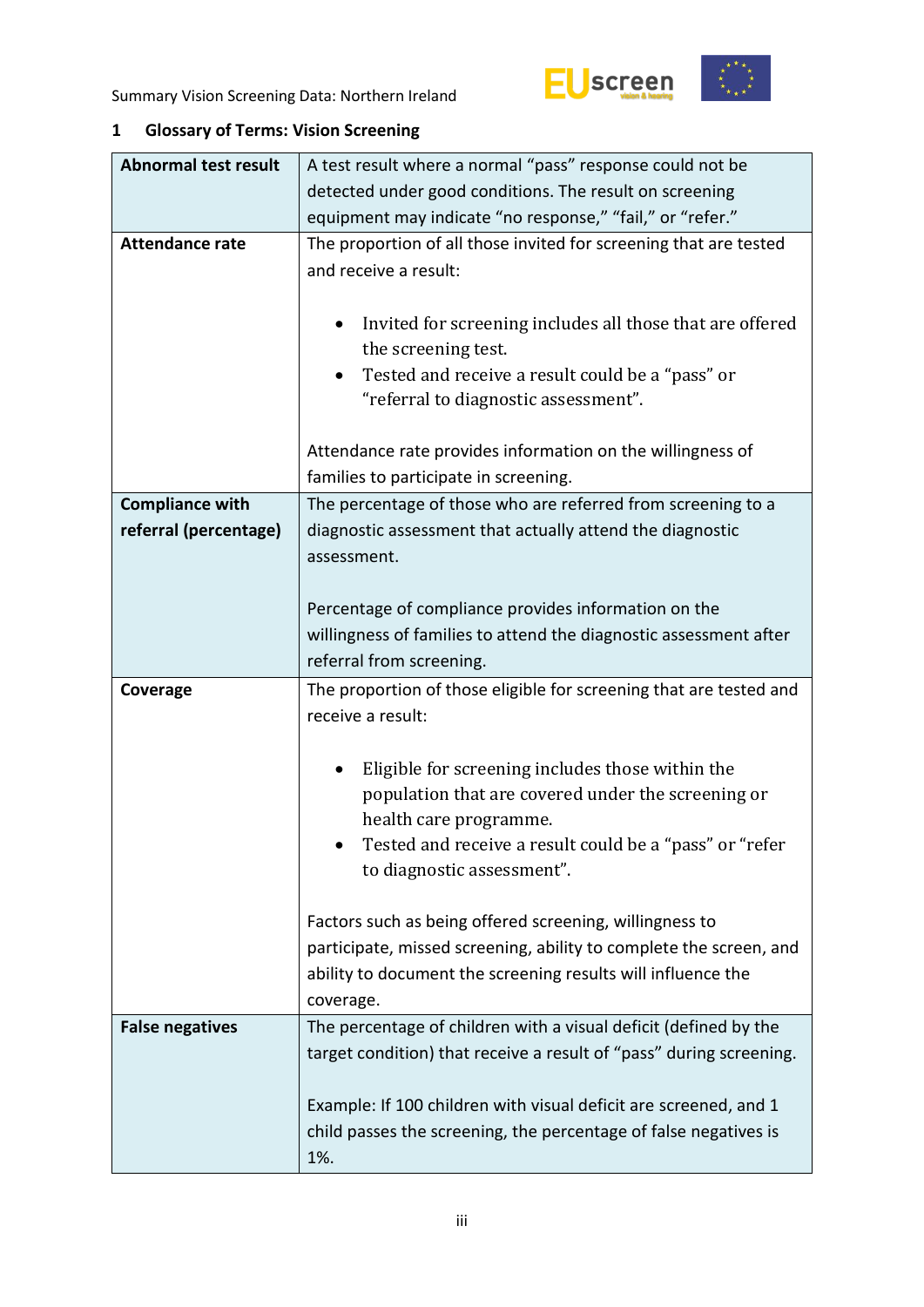## 1 Glossary of Terms: Vision Screening

| | |
|---|---|
| **Abnormal test result** | A test result where a normal "pass" response could not be detected under good conditions. The result on screening equipment may indicate "no response," "fail," or "refer." |
| **Attendance rate** | The proportion of all those invited for screening that are tested and receive a result:<br><br>• Invited for screening includes all those that are offered the screening test.<br>• Tested and receive a result could be a "pass" or "referral to diagnostic assessment".<br><br>Attendance rate provides information on the willingness of families to participate in screening. |
| **Compliance with referral (percentage)** | The percentage of those who are referred from screening to a diagnostic assessment that actually attend the diagnostic assessment.<br><br>Percentage of compliance provides information on the willingness of families to attend the diagnostic assessment after referral from screening. |
| **Coverage** | The proportion of those eligible for screening that are tested and receive a result:<br><br>• Eligible for screening includes those within the population that are covered under the screening or health care programme.<br>• Tested and receive a result could be a "pass" or "refer to diagnostic assessment".<br><br>Factors such as being offered screening, willingness to participate, missed screening, ability to complete the screen, and ability to document the screening results will influence the coverage. |
| **False negatives** | The percentage of children with a visual deficit (defined by the target condition) that receive a result of "pass" during screening.<br><br>Example: If 100 children with visual deficit are screened, and 1 child passes the screening, the percentage of false negatives is 1%. |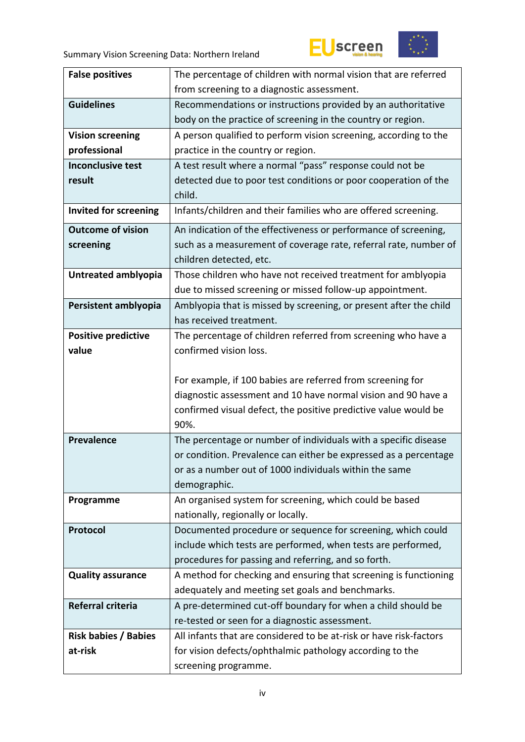| | |
|---|---|
| **False positives** | The percentage of children with normal vision that are referred from screening to a diagnostic assessment. |
| **Guidelines** | Recommendations or instructions provided by an authoritative body on the practice of screening in the country or region. |
| **Vision screening professional** | A person qualified to perform vision screening, according to the practice in the country or region. |
| **Inconclusive test result** | A test result where a normal "pass" response could not be detected due to poor test conditions or poor cooperation of the child. |
| **Invited for screening** | Infants/children and their families who are offered screening. |
| **Outcome of vision screening** | An indication of the effectiveness or performance of screening, such as a measurement of coverage rate, referral rate, number of children detected, etc. |
| **Untreated amblyopia** | Those children who have not received treatment for amblyopia due to missed screening or missed follow-up appointment. |
| **Persistent amblyopia** | Amblyopia that is missed by screening, or present after the child has received treatment. |
| **Positive predictive value** | The percentage of children referred from screening who have a confirmed vision loss.<br><br>For example, if 100 babies are referred from screening for diagnostic assessment and 10 have normal vision and 90 have a confirmed visual defect, the positive predictive value would be 90%. |
| **Prevalence** | The percentage or number of individuals with a specific disease or condition. Prevalence can either be expressed as a percentage or as a number out of 1000 individuals within the same demographic. |
| **Programme** | An organised system for screening, which could be based nationally, regionally or locally. |
| **Protocol** | Documented procedure or sequence for screening, which could include which tests are performed, when tests are performed, procedures for passing and referring, and so forth. |
| **Quality assurance** | A method for checking and ensuring that screening is functioning adequately and meeting set goals and benchmarks. |
| **Referral criteria** | A pre-determined cut-off boundary for when a child should be re-tested or seen for a diagnostic assessment. |
| **Risk babies / Babies at-risk** | All infants that are considered to be at-risk or have risk-factors for vision defects/ophthalmic pathology according to the screening programme. |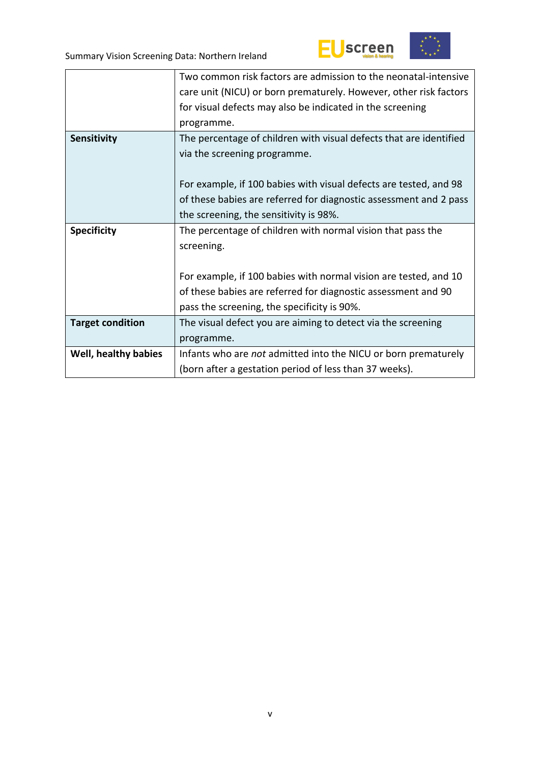| | |
|---|---|
| | Two common risk factors are admission to the neonatal-intensive care unit (NICU) or born prematurely. However, other risk factors for visual defects may also be indicated in the screening programme. |
| **Sensitivity** | The percentage of children with visual defects that are identified via the screening programme.<br><br>For example, if 100 babies with visual defects are tested, and 98 of these babies are referred for diagnostic assessment and 2 pass the screening, the sensitivity is 98%. |
| **Specificity** | The percentage of children with normal vision that pass the screening.<br><br>For example, if 100 babies with normal vision are tested, and 10 of these babies are referred for diagnostic assessment and 90 pass the screening, the specificity is 90%. |
| **Target condition** | The visual defect you are aiming to detect via the screening programme. |
| **Well, healthy babies** | Infants who are *not* admitted into the NICU or born prematurely (born after a gestation period of less than 37 weeks). |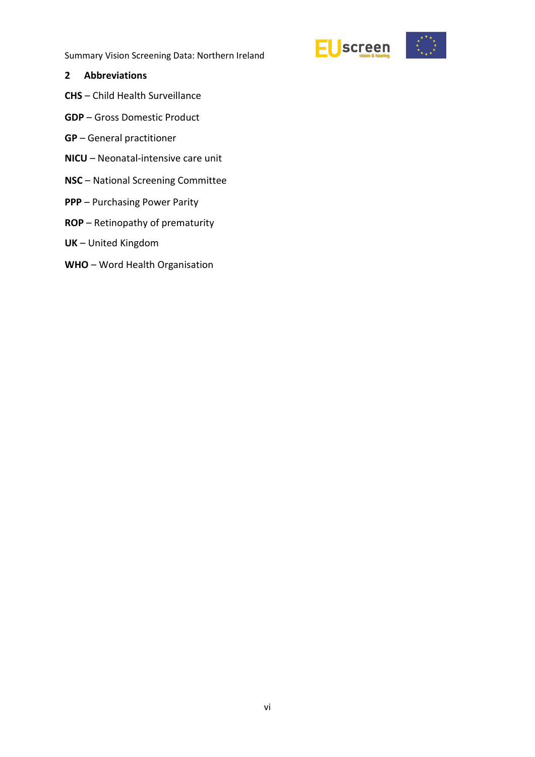## 2 Abbreviations

**CHS** – Child Health Surveillance

**GDP** – Gross Domestic Product

**GP** – General practitioner

**NICU** – Neonatal-intensive care unit

**NSC** – National Screening Committee

**PPP** – Purchasing Power Parity

**ROP** – Retinopathy of prematurity

**UK** – United Kingdom

**WHO** – Word Health Organisation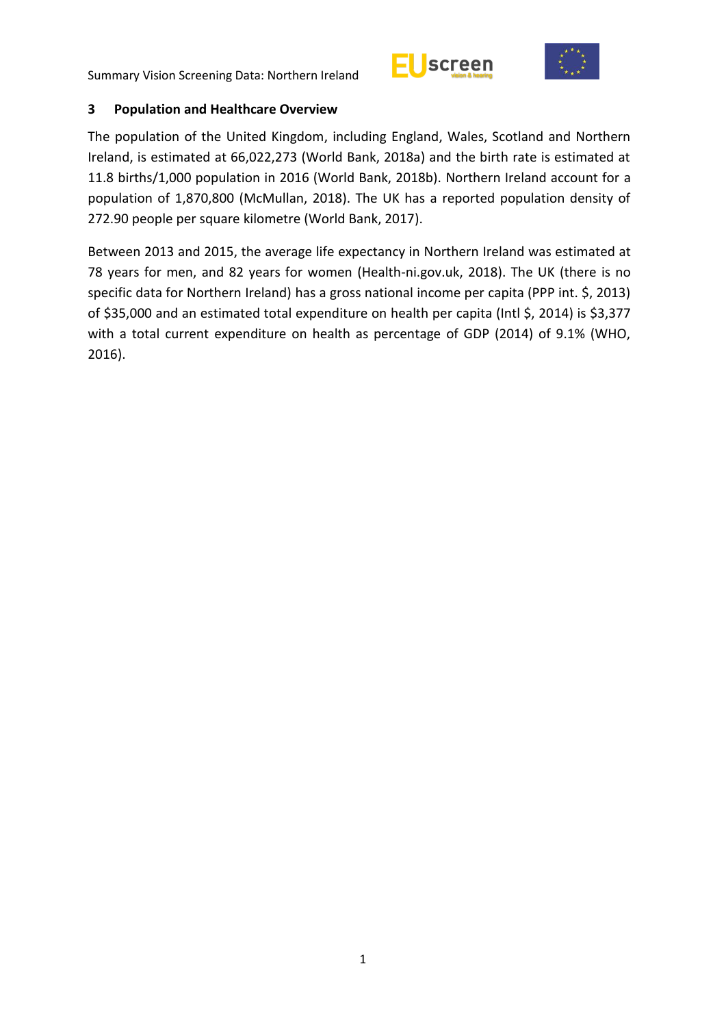## 3 Population and Healthcare Overview

The population of the United Kingdom, including England, Wales, Scotland and Northern Ireland, is estimated at 66,022,273 (World Bank, 2018a) and the birth rate is estimated at 11.8 births/1,000 population in 2016 (World Bank, 2018b). Northern Ireland account for a population of 1,870,800 (McMullan, 2018). The UK has a reported population density of 272.90 people per square kilometre (World Bank, 2017).

Between 2013 and 2015, the average life expectancy in Northern Ireland was estimated at 78 years for men, and 82 years for women (Health-ni.gov.uk, 2018). The UK (there is no specific data for Northern Ireland) has a gross national income per capita (PPP int. $, 2013) of $35,000 and an estimated total expenditure on health per capita (Intl $, 2014) is $3,377 with a total current expenditure on health as percentage of GDP (2014) of 9.1% (WHO, 2016).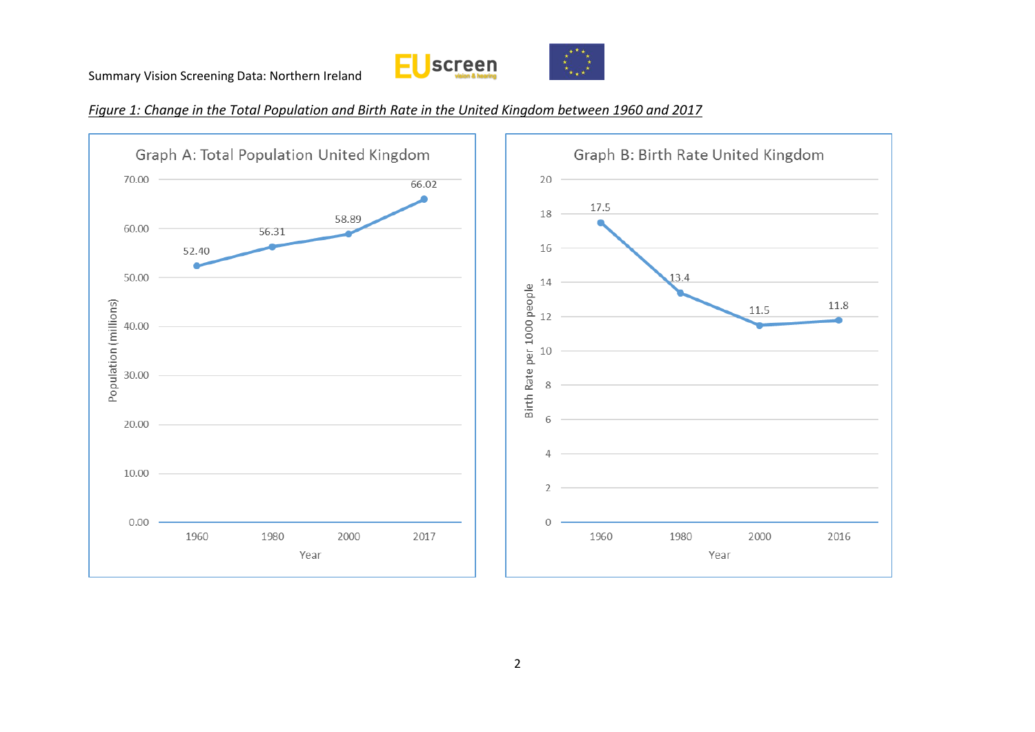*Figure 1: Change in the Total Population and Birth Rate in the United Kingdom between 1960 and 2017*

**Graph A: Total Population United Kingdom**

| Year | Population (millions) |
|---|---|
| 1960 | 52.40 |
| 1980 | 56.31 |
| 2000 | 58.89 |
| 2017 | 66.02 |

**Graph B: Birth Rate United Kingdom**

| Year | Birth Rate per 1000 people |
|---|---|
| 1960 | 17.5 |
| 1980 | 13.4 |
| 2000 | 11.5 |
| 2016 | 11.8 |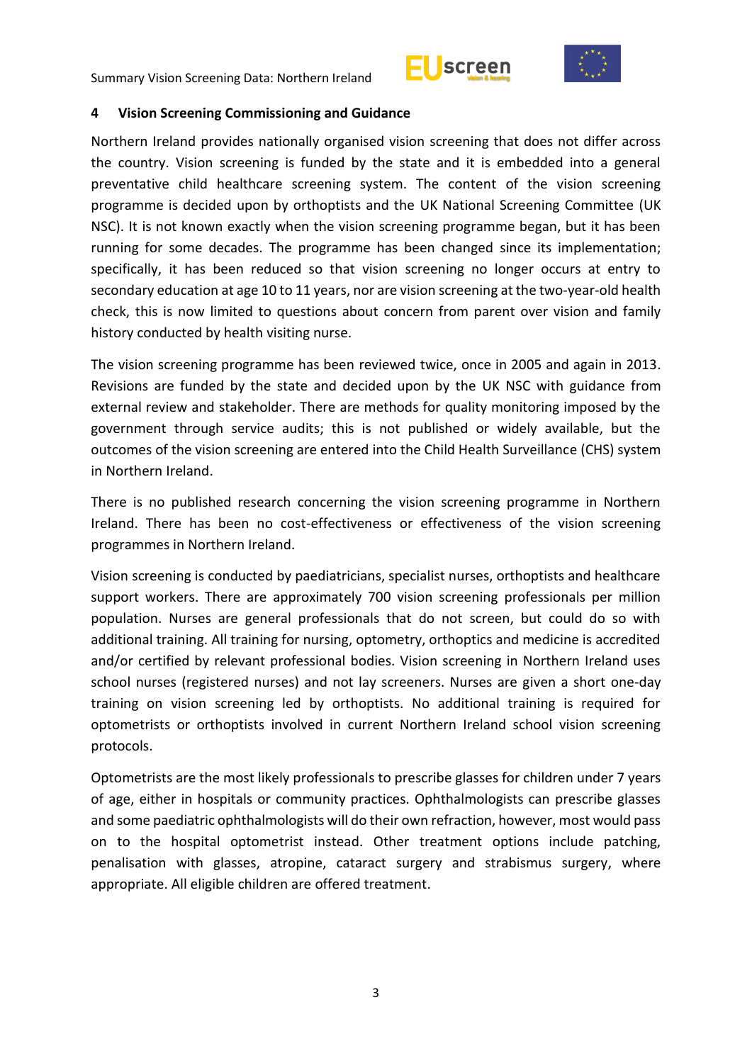## 4 Vision Screening Commissioning and Guidance

Northern Ireland provides nationally organised vision screening that does not differ across the country. Vision screening is funded by the state and it is embedded into a general preventative child healthcare screening system. The content of the vision screening programme is decided upon by orthoptists and the UK National Screening Committee (UK NSC). It is not known exactly when the vision screening programme began, but it has been running for some decades. The programme has been changed since its implementation; specifically, it has been reduced so that vision screening no longer occurs at entry to secondary education at age 10 to 11 years, nor are vision screening at the two-year-old health check, this is now limited to questions about concern from parent over vision and family history conducted by health visiting nurse.

The vision screening programme has been reviewed twice, once in 2005 and again in 2013. Revisions are funded by the state and decided upon by the UK NSC with guidance from external review and stakeholder. There are methods for quality monitoring imposed by the government through service audits; this is not published or widely available, but the outcomes of the vision screening are entered into the Child Health Surveillance (CHS) system in Northern Ireland.

There is no published research concerning the vision screening programme in Northern Ireland. There has been no cost-effectiveness or effectiveness of the vision screening programmes in Northern Ireland.

Vision screening is conducted by paediatricians, specialist nurses, orthoptists and healthcare support workers. There are approximately 700 vision screening professionals per million population. Nurses are general professionals that do not screen, but could do so with additional training. All training for nursing, optometry, orthoptics and medicine is accredited and/or certified by relevant professional bodies. Vision screening in Northern Ireland uses school nurses (registered nurses) and not lay screeners. Nurses are given a short one-day training on vision screening led by orthoptists. No additional training is required for optometrists or orthoptists involved in current Northern Ireland school vision screening protocols.

Optometrists are the most likely professionals to prescribe glasses for children under 7 years of age, either in hospitals or community practices. Ophthalmologists can prescribe glasses and some paediatric ophthalmologists will do their own refraction, however, most would pass on to the hospital optometrist instead. Other treatment options include patching, penalisation with glasses, atropine, cataract surgery and strabismus surgery, where appropriate. All eligible children are offered treatment.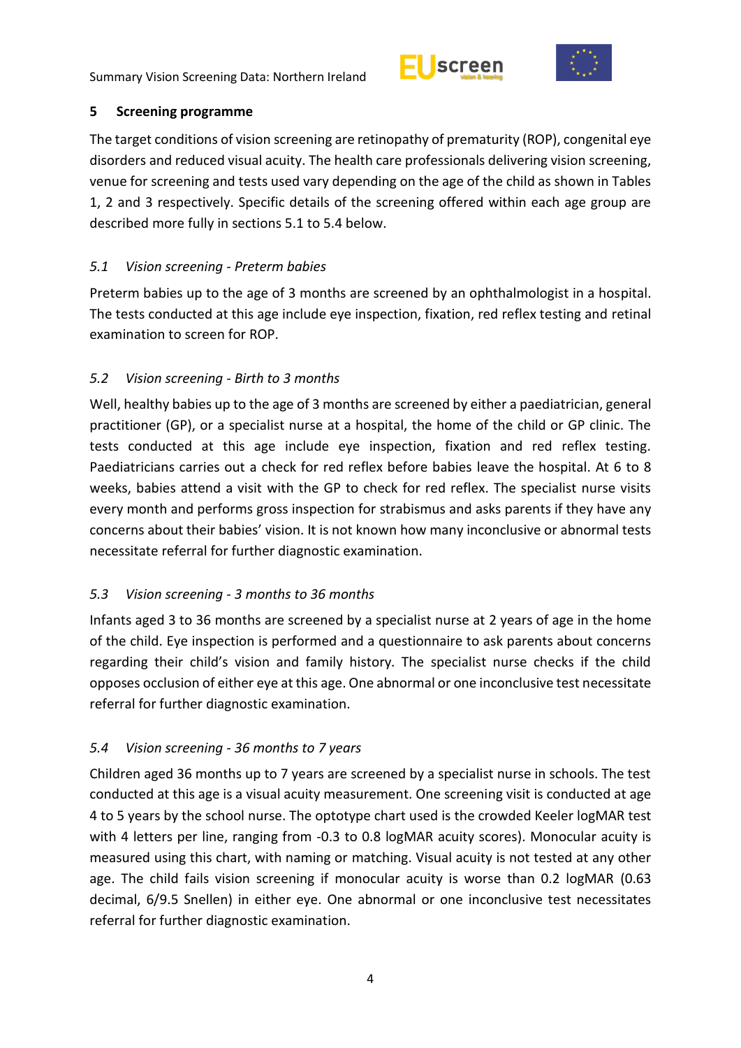## 5 Screening programme

The target conditions of vision screening are retinopathy of prematurity (ROP), congenital eye disorders and reduced visual acuity. The health care professionals delivering vision screening, venue for screening and tests used vary depending on the age of the child as shown in Tables 1, 2 and 3 respectively. Specific details of the screening offered within each age group are described more fully in sections 5.1 to 5.4 below.

### *5.1 Vision screening - Preterm babies*

Preterm babies up to the age of 3 months are screened by an ophthalmologist in a hospital. The tests conducted at this age include eye inspection, fixation, red reflex testing and retinal examination to screen for ROP.

### *5.2 Vision screening - Birth to 3 months*

Well, healthy babies up to the age of 3 months are screened by either a paediatrician, general practitioner (GP), or a specialist nurse at a hospital, the home of the child or GP clinic. The tests conducted at this age include eye inspection, fixation and red reflex testing. Paediatricians carries out a check for red reflex before babies leave the hospital. At 6 to 8 weeks, babies attend a visit with the GP to check for red reflex. The specialist nurse visits every month and performs gross inspection for strabismus and asks parents if they have any concerns about their babies' vision. It is not known how many inconclusive or abnormal tests necessitate referral for further diagnostic examination.

### *5.3 Vision screening - 3 months to 36 months*

Infants aged 3 to 36 months are screened by a specialist nurse at 2 years of age in the home of the child. Eye inspection is performed and a questionnaire to ask parents about concerns regarding their child's vision and family history. The specialist nurse checks if the child opposes occlusion of either eye at this age. One abnormal or one inconclusive test necessitate referral for further diagnostic examination.

### *5.4 Vision screening - 36 months to 7 years*

Children aged 36 months up to 7 years are screened by a specialist nurse in schools. The test conducted at this age is a visual acuity measurement. One screening visit is conducted at age 4 to 5 years by the school nurse. The optotype chart used is the crowded Keeler logMAR test with 4 letters per line, ranging from -0.3 to 0.8 logMAR acuity scores). Monocular acuity is measured using this chart, with naming or matching. Visual acuity is not tested at any other age. The child fails vision screening if monocular acuity is worse than 0.2 logMAR (0.63 decimal, 6/9.5 Snellen) in either eye. One abnormal or one inconclusive test necessitates referral for further diagnostic examination.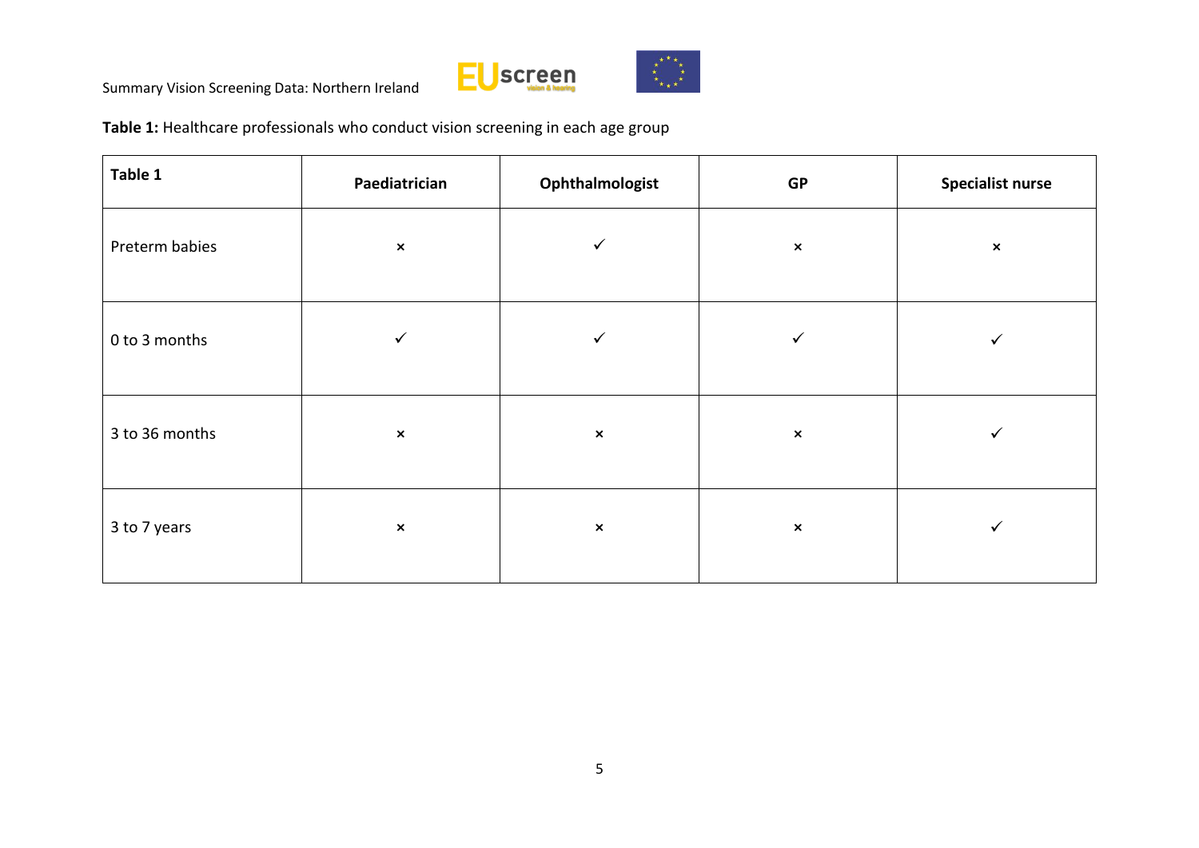**Table 1:** Healthcare professionals who conduct vision screening in each age group

| Table 1 | Paediatrician | Ophthalmologist | GP | Specialist nurse |
|---|---|---|---|---|
| Preterm babies | × | ✓ | × | × |
| 0 to 3 months | ✓ | ✓ | ✓ | ✓ |
| 3 to 36 months | × | × | × | ✓ |
| 3 to 7 years | × | × | × | ✓ |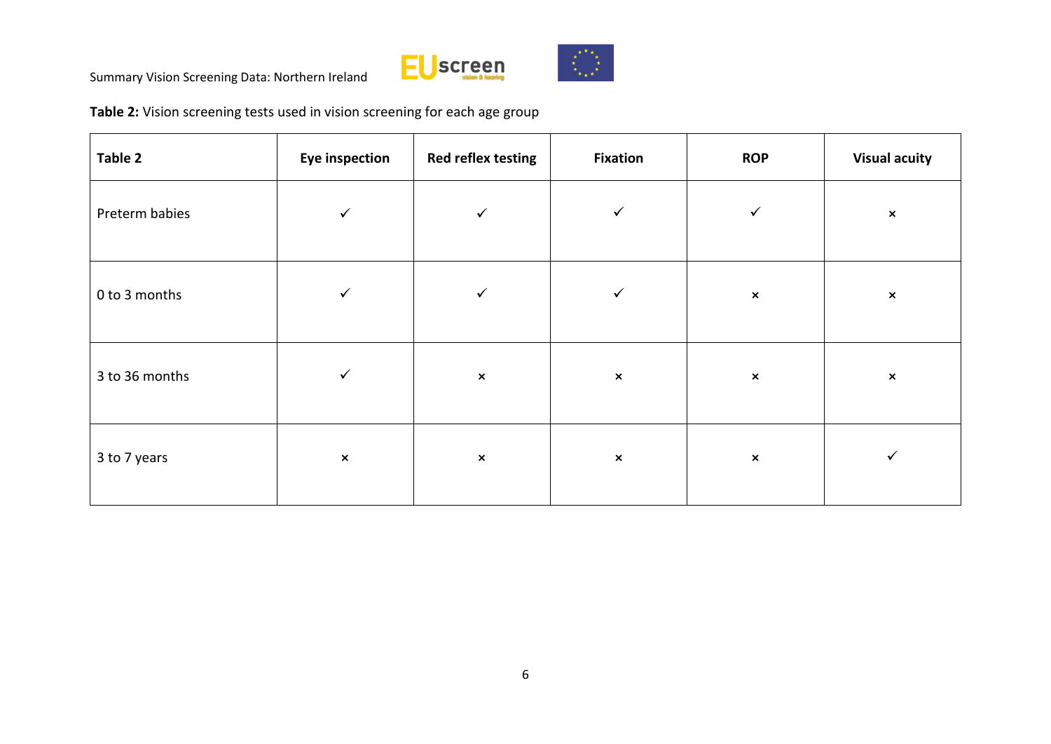**Table 2:** Vision screening tests used in vision screening for each age group

| Table 2 | Eye inspection | Red reflex testing | Fixation | ROP | Visual acuity |
|---|---|---|---|---|---|
| Preterm babies | ✓ | ✓ | ✓ | ✓ | × |
| 0 to 3 months | ✓ | ✓ | ✓ | × | × |
| 3 to 36 months | ✓ | × | × | × | × |
| 3 to 7 years | × | × | × | × | ✓ |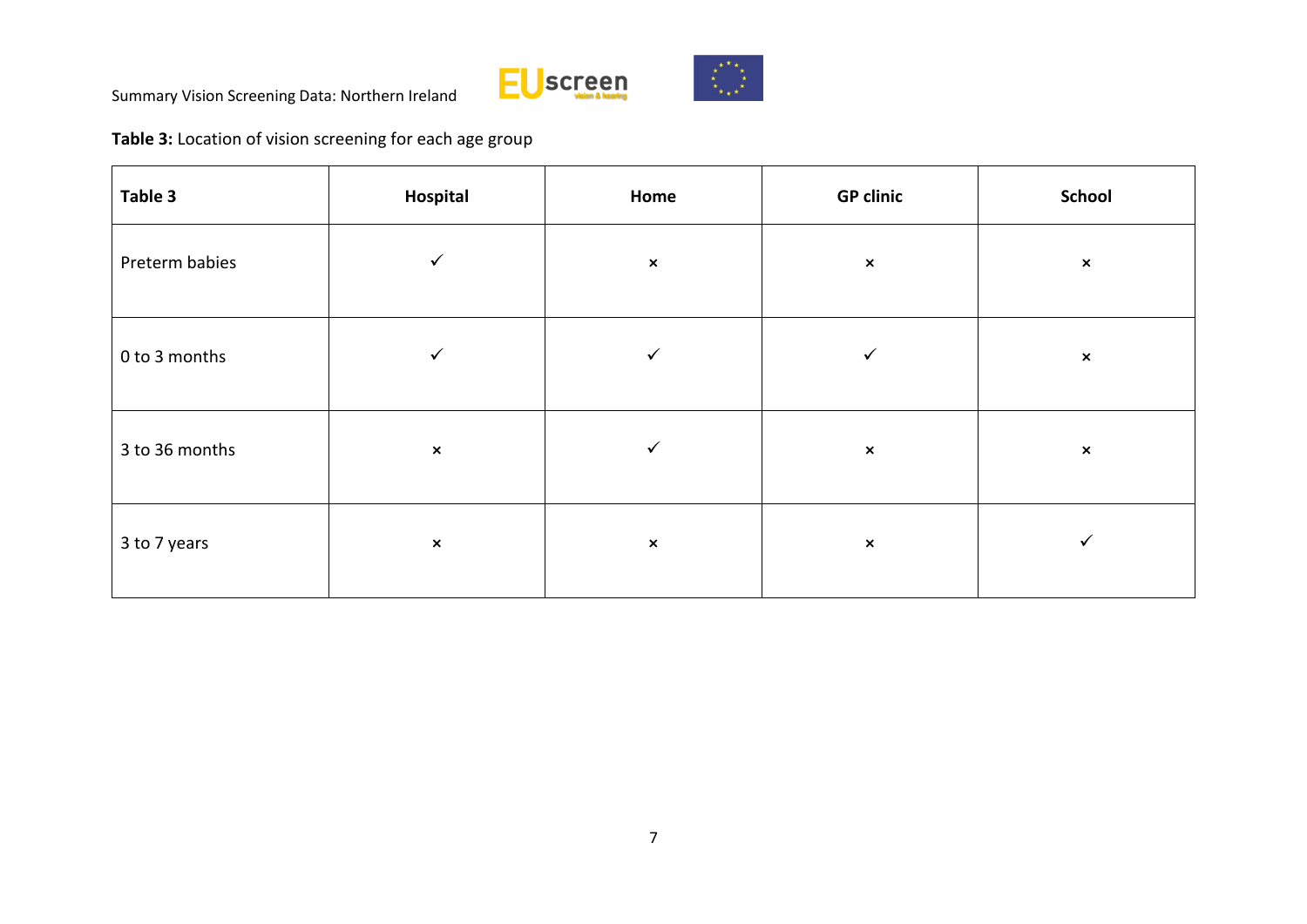**Table 3:** Location of vision screening for each age group

| Table 3 | Hospital | Home | GP clinic | School |
|---|---|---|---|---|
| Preterm babies | ✓ | × | × | × |
| 0 to 3 months | ✓ | ✓ | ✓ | × |
| 3 to 36 months | × | ✓ | × | × |
| 3 to 7 years | × | × | × | ✓ |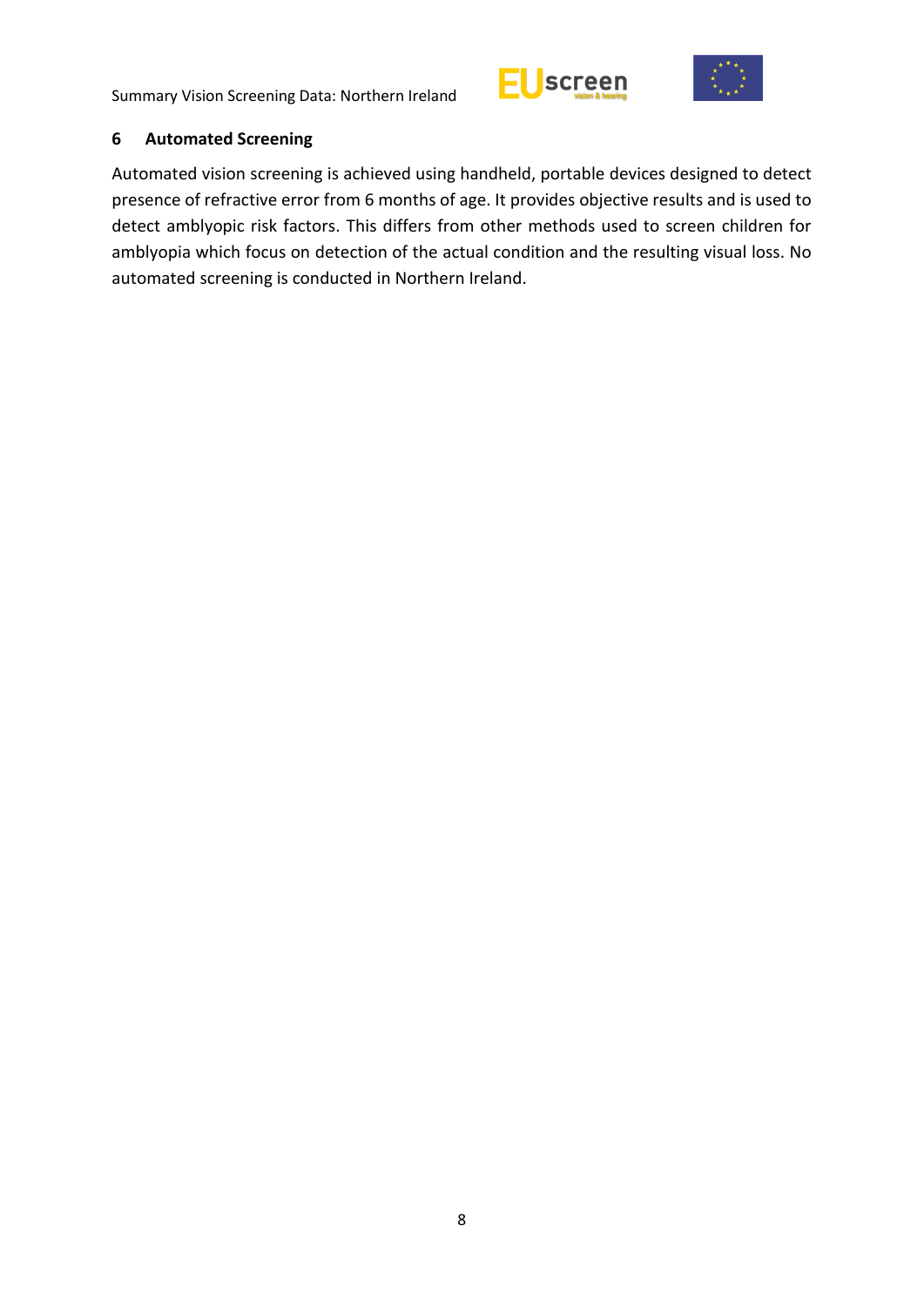## 6 Automated Screening

Automated vision screening is achieved using handheld, portable devices designed to detect presence of refractive error from 6 months of age. It provides objective results and is used to detect amblyopic risk factors. This differs from other methods used to screen children for amblyopia which focus on detection of the actual condition and the resulting visual loss. No automated screening is conducted in Northern Ireland.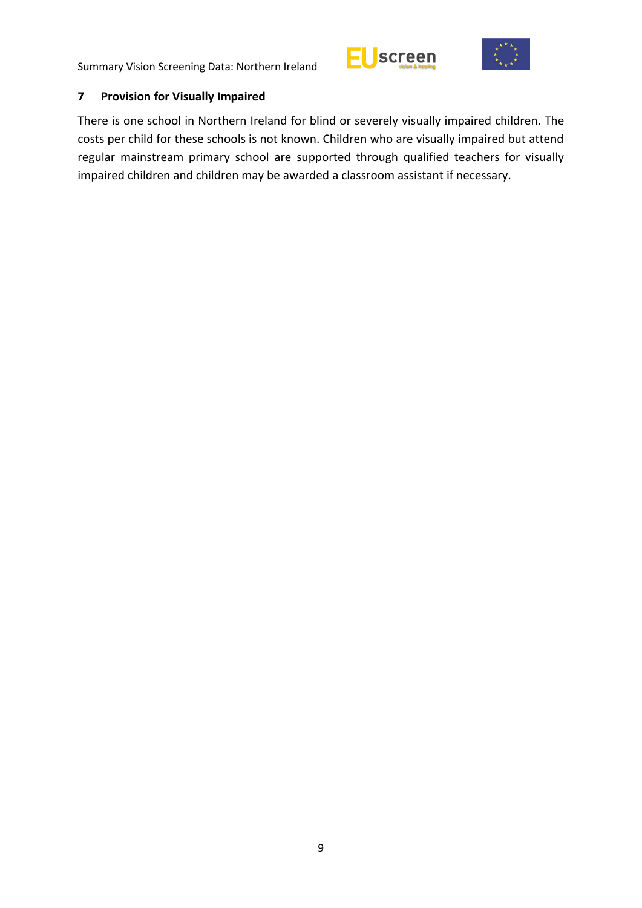## 7 Provision for Visually Impaired

There is one school in Northern Ireland for blind or severely visually impaired children. The costs per child for these schools is not known. Children who are visually impaired but attend regular mainstream primary school are supported through qualified teachers for visually impaired children and children may be awarded a classroom assistant if necessary.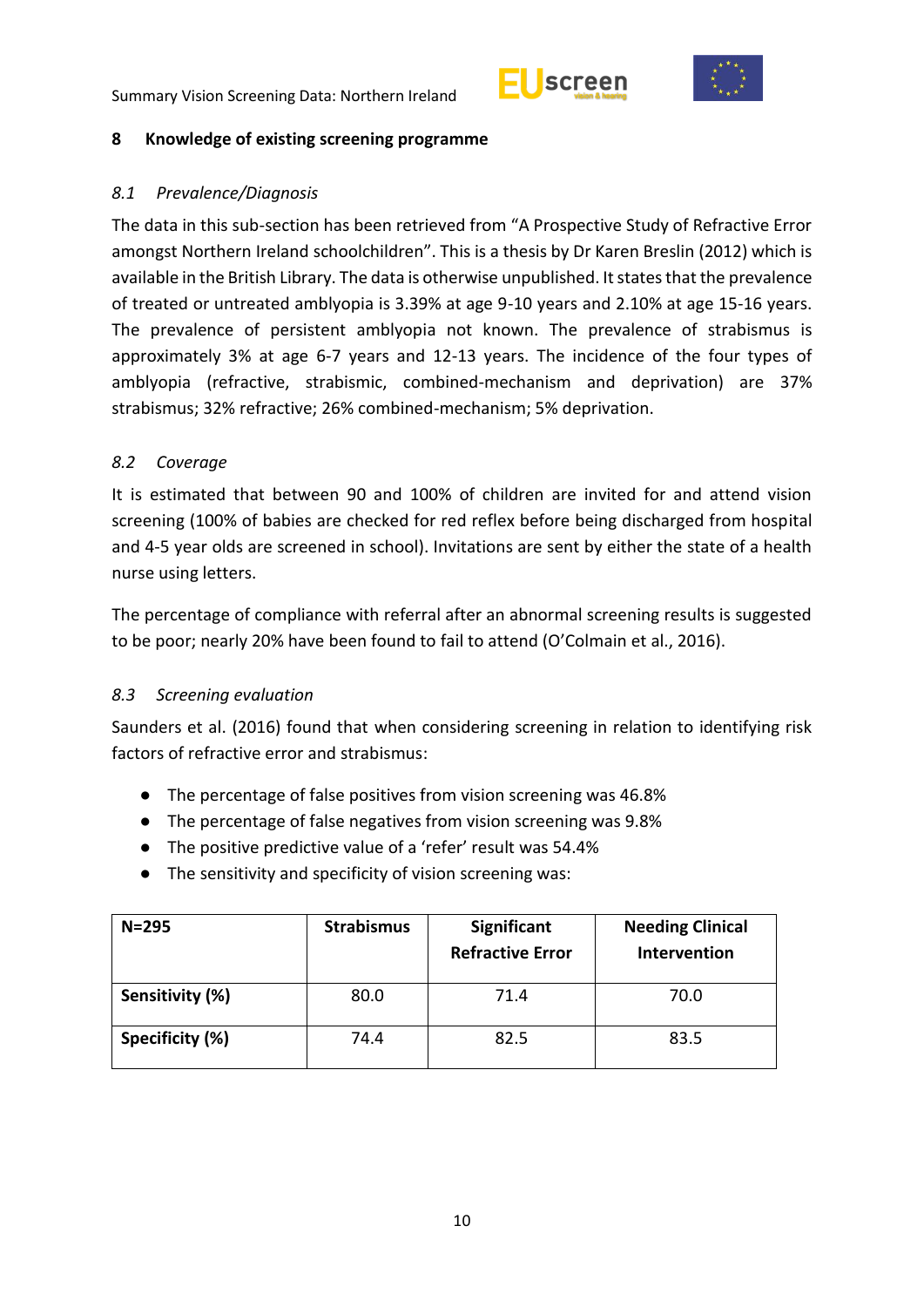## 8 Knowledge of existing screening programme

### *8.1 Prevalence/Diagnosis*

The data in this sub-section has been retrieved from "A Prospective Study of Refractive Error amongst Northern Ireland schoolchildren". This is a thesis by Dr Karen Breslin (2012) which is available in the British Library. The data is otherwise unpublished. It states that the prevalence of treated or untreated amblyopia is 3.39% at age 9-10 years and 2.10% at age 15-16 years. The prevalence of persistent amblyopia not known. The prevalence of strabismus is approximately 3% at age 6-7 years and 12-13 years. The incidence of the four types of amblyopia (refractive, strabismic, combined-mechanism and deprivation) are 37% strabismus; 32% refractive; 26% combined-mechanism; 5% deprivation.

### *8.2 Coverage*

It is estimated that between 90 and 100% of children are invited for and attend vision screening (100% of babies are checked for red reflex before being discharged from hospital and 4-5 year olds are screened in school). Invitations are sent by either the state of a health nurse using letters.

The percentage of compliance with referral after an abnormal screening results is suggested to be poor; nearly 20% have been found to fail to attend (O'Colmain et al., 2016).

### *8.3 Screening evaluation*

Saunders et al. (2016) found that when considering screening in relation to identifying risk factors of refractive error and strabismus:

- The percentage of false positives from vision screening was 46.8%
- The percentage of false negatives from vision screening was 9.8%
- The positive predictive value of a 'refer' result was 54.4%
- The sensitivity and specificity of vision screening was:

| N=295 | Strabismus | Significant Refractive Error | Needing Clinical Intervention |
|---|---|---|---|
| **Sensitivity (%)** | 80.0 | 71.4 | 70.0 |
| **Specificity (%)** | 74.4 | 82.5 | 83.5 |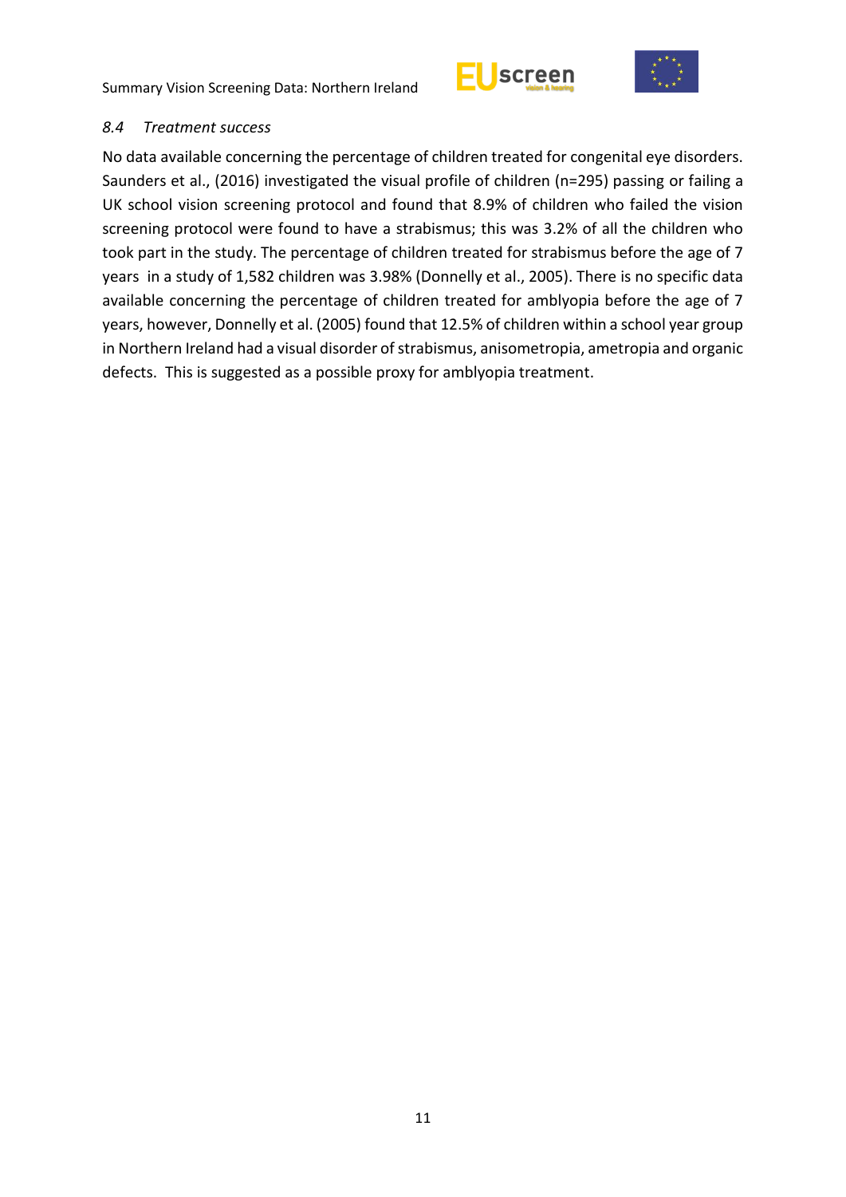### *8.4 Treatment success*

No data available concerning the percentage of children treated for congenital eye disorders. Saunders et al., (2016) investigated the visual profile of children (n=295) passing or failing a UK school vision screening protocol and found that 8.9% of children who failed the vision screening protocol were found to have a strabismus; this was 3.2% of all the children who took part in the study. The percentage of children treated for strabismus before the age of 7 years in a study of 1,582 children was 3.98% (Donnelly et al., 2005). There is no specific data available concerning the percentage of children treated for amblyopia before the age of 7 years, however, Donnelly et al. (2005) found that 12.5% of children within a school year group in Northern Ireland had a visual disorder of strabismus, anisometropia, ametropia and organic defects. This is suggested as a possible proxy for amblyopia treatment.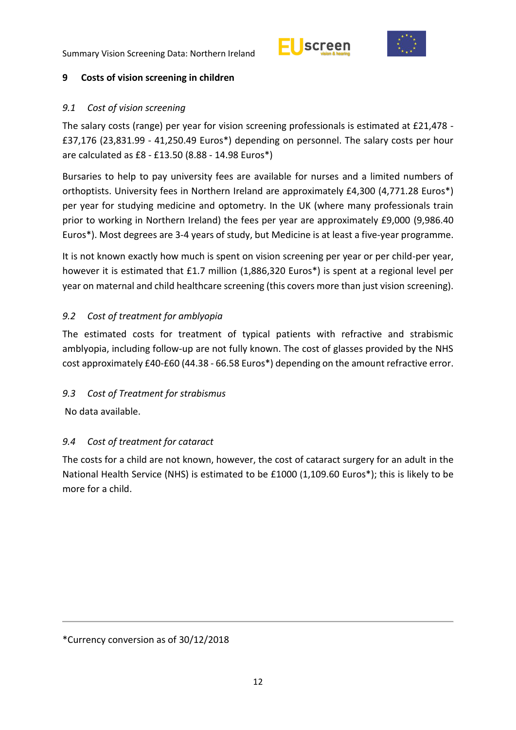## 9 Costs of vision screening in children

### *9.1 Cost of vision screening*

The salary costs (range) per year for vision screening professionals is estimated at £21,478 - £37,176 (23,831.99 - 41,250.49 Euros*) depending on personnel. The salary costs per hour are calculated as £8 - £13.50 (8.88 - 14.98 Euros*)

Bursaries to help to pay university fees are available for nurses and a limited numbers of orthoptists. University fees in Northern Ireland are approximately £4,300 (4,771.28 Euros*) per year for studying medicine and optometry. In the UK (where many professionals train prior to working in Northern Ireland) the fees per year are approximately £9,000 (9,986.40 Euros*). Most degrees are 3-4 years of study, but Medicine is at least a five-year programme.

It is not known exactly how much is spent on vision screening per year or per child-per year, however it is estimated that £1.7 million (1,886,320 Euros*) is spent at a regional level per year on maternal and child healthcare screening (this covers more than just vision screening).

### *9.2 Cost of treatment for amblyopia*

The estimated costs for treatment of typical patients with refractive and strabismic amblyopia, including follow-up are not fully known. The cost of glasses provided by the NHS cost approximately £40-£60 (44.38 - 66.58 Euros*) depending on the amount refractive error.

### *9.3 Cost of Treatment for strabismus*

No data available.

### *9.4 Cost of treatment for cataract*

The costs for a child are not known, however, the cost of cataract surgery for an adult in the National Health Service (NHS) is estimated to be £1000 (1,109.60 Euros*); this is likely to be more for a child.

---

*Currency conversion as of 30/12/2018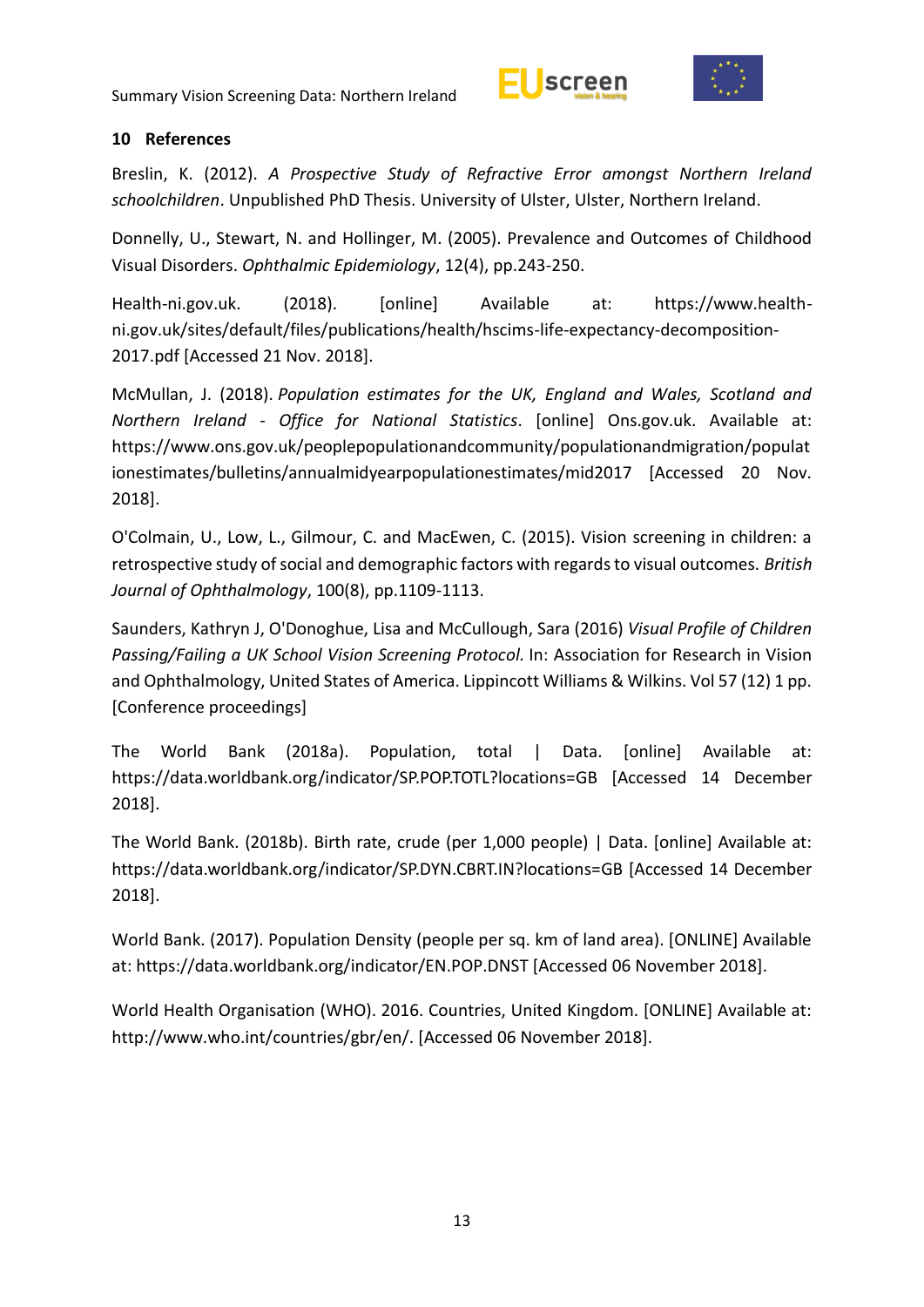## 10 References

Breslin, K. (2012). *A Prospective Study of Refractive Error amongst Northern Ireland schoolchildren*. Unpublished PhD Thesis. University of Ulster, Ulster, Northern Ireland.

Donnelly, U., Stewart, N. and Hollinger, M. (2005). Prevalence and Outcomes of Childhood Visual Disorders. *Ophthalmic Epidemiology*, 12(4), pp.243-250.

Health-ni.gov.uk. (2018). [online] Available at: https://www.health-ni.gov.uk/sites/default/files/publications/health/hscims-life-expectancy-decomposition-2017.pdf [Accessed 21 Nov. 2018].

McMullan, J. (2018). *Population estimates for the UK, England and Wales, Scotland and Northern Ireland - Office for National Statistics*. [online] Ons.gov.uk. Available at: https://www.ons.gov.uk/peoplepopulationandcommunity/populationandmigration/populationestimates/bulletins/annualmidyearpopulationestimates/mid2017 [Accessed 20 Nov. 2018].

O'Colmain, U., Low, L., Gilmour, C. and MacEwen, C. (2015). Vision screening in children: a retrospective study of social and demographic factors with regards to visual outcomes. *British Journal of Ophthalmology*, 100(8), pp.1109-1113.

Saunders, Kathryn J, O'Donoghue, Lisa and McCullough, Sara (2016) *Visual Profile of Children Passing/Failing a UK School Vision Screening Protocol.* In: Association for Research in Vision and Ophthalmology, United States of America. Lippincott Williams & Wilkins. Vol 57 (12) 1 pp. [Conference proceedings]

The World Bank (2018a). Population, total | Data. [online] Available at: https://data.worldbank.org/indicator/SP.POP.TOTL?locations=GB [Accessed 14 December 2018].

The World Bank. (2018b). Birth rate, crude (per 1,000 people) | Data. [online] Available at: https://data.worldbank.org/indicator/SP.DYN.CBRT.IN?locations=GB [Accessed 14 December 2018].

World Bank. (2017). Population Density (people per sq. km of land area). [ONLINE] Available at: https://data.worldbank.org/indicator/EN.POP.DNST [Accessed 06 November 2018].

World Health Organisation (WHO). 2016. Countries, United Kingdom. [ONLINE] Available at: http://www.who.int/countries/gbr/en/. [Accessed 06 November 2018].